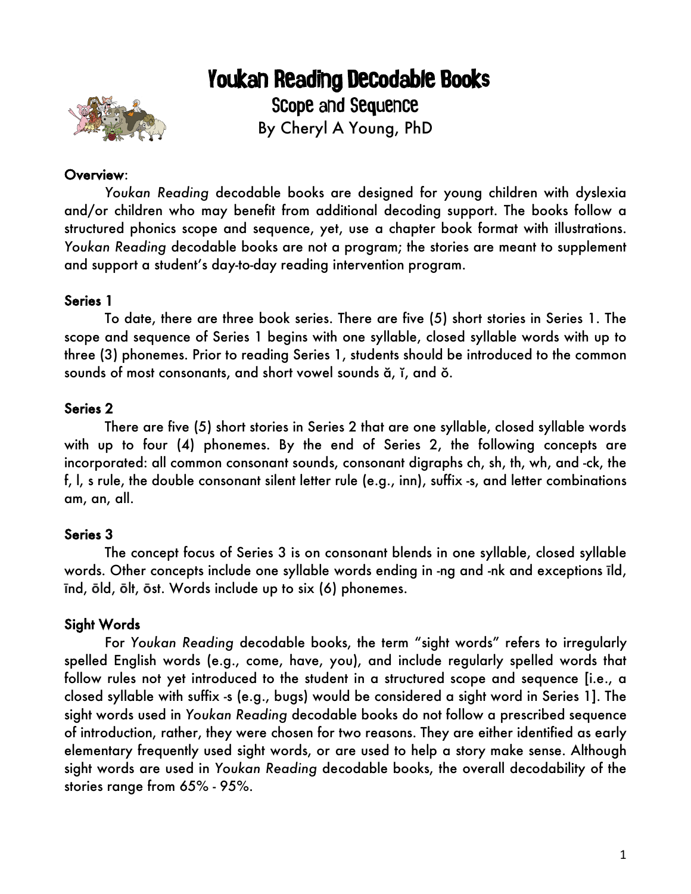# Youkan Reading Decodable Books

## Scope and Sequence

By Cheryl A Young, PhD

**Overview**:

*Youkan Reading* decodable books are designed for young children with dyslexia and/or children who may benefit from additional decoding support. The books follow a structured phonics scope and sequence, yet, use a chapter book format with illustrations. *Youkan Reading* decodable books are not a program; the stories are meant to supplement and support a student's day-to-day reading intervention program.

**Series 1**

To date, there are three book series. There are five (5) short stories in Series 1. The scope and sequence of Series 1 begins with one syllable, closed syllable words with up to three (3) phonemes. Prior to reading Series 1, students should be introduced to the common sounds of most consonants, and short vowel sounds ă, ĭ, and ŏ.

**Series 2**

There are five (5) short stories in Series 2 that are one syllable, closed syllable words with up to four (4) phonemes. By the end of Series 2, the following concepts are incorporated: all common consonant sounds, consonant digraphs ch, sh, th, wh, and -ck, the f, l, s rule, the double consonant silent letter rule (e.g., inn), suffix -s, and letter combinations am, an, all.

**Series 3**

The concept focus of Series 3 is on consonant blends in one syllable, closed syllable words. Other concepts include one syllable words ending in -ng and -nk and exceptions īld, īnd, ōld, ōlt, ōst. Words include up to six (6) phonemes.

**Sight Words**

For *Youkan Reading* decodable books, the term "sight words" refers to irregularly spelled English words (e.g., come, have, you), and include regularly spelled words that follow rules not yet introduced to the student in a structured scope and sequence [i.e., a closed syllable with suffix -s (e.g., bugs) would be considered a sight word in Series 1]. The sight words used in *Youkan Reading* decodable books do not follow a prescribed sequence of introduction, rather, they were chosen for two reasons. They are either identified as early elementary frequently used sight words, or are used to help a story make sense. Although sight words are used in *Youkan Reading* decodable books, the overall decodability of the stories range from 65% - 95%.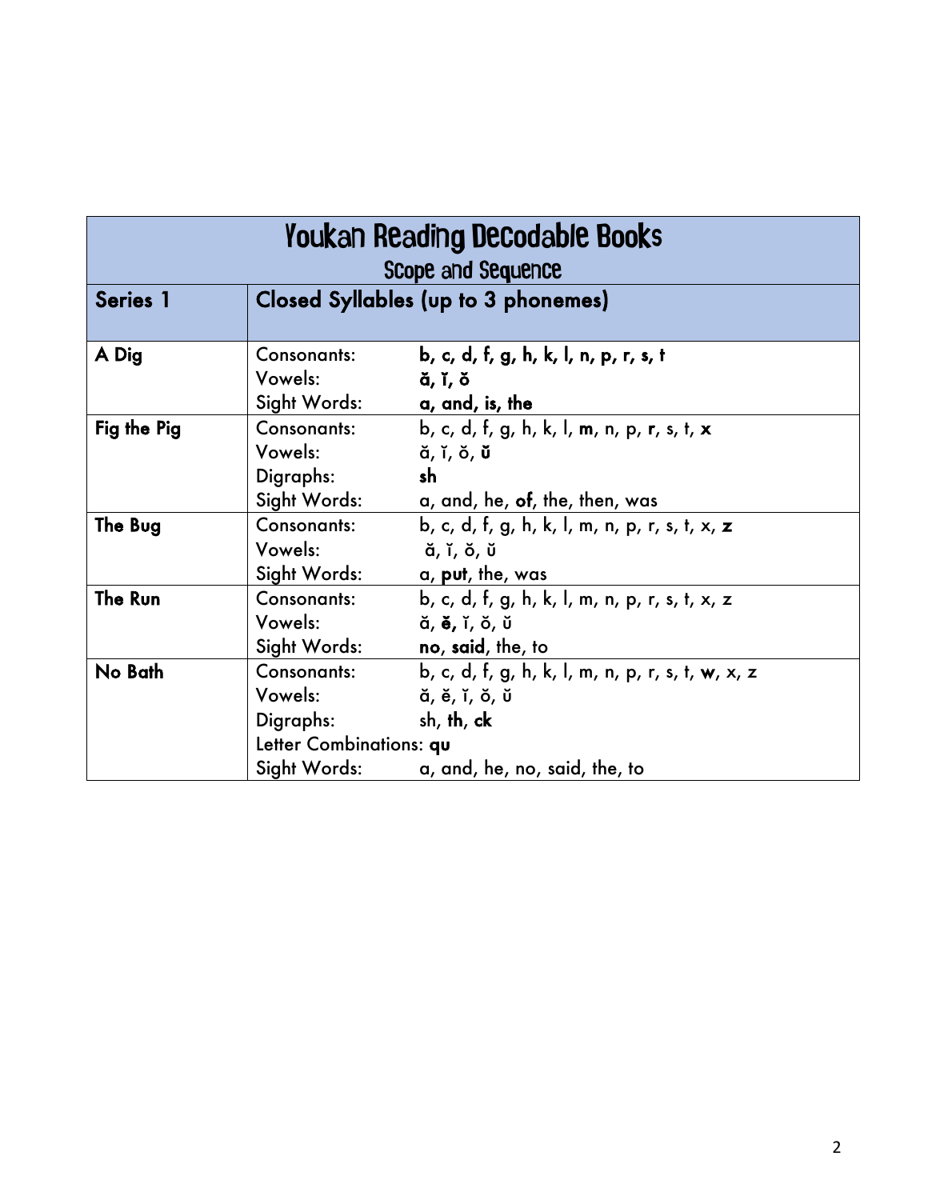# Youkan Reading Decodable Books

## Scope and Sequence

| Series 1 | Closed Syllables (up to 3 phonemes) | |
|---|---|---|
| **A Dig** | Consonants: | **b, c, d, f, g, h, k, l, n, p, r, s, t** |
| | Vowels: | **ă, ĭ, ŏ** |
| | Sight Words: | **a, and, is, the** |
| **Fig the Pig** | Consonants: | b, c, d, f, g, h, k, l, **m**, n, p, **r**, s, t, **x** |
| | Vowels: | ă, ĭ, ŏ, **ŭ** |
| | Digraphs: | **sh** |
| | Sight Words: | a, and, he, **of**, the, then, was |
| **The Bug** | Consonants: | b, c, d, f, g, h, k, l, m, n, p, r, s, t, x, **z** |
| | Vowels: | ă, ĭ, ŏ, ŭ |
| | Sight Words: | a, **put**, the, was |
| **The Run** | Consonants: | b, c, d, f, g, h, k, l, m, n, p, r, s, t, x, z |
| | Vowels: | ă, **ĕ,** ĭ, ŏ, ŭ |
| | Sight Words: | **no**, **said**, the, to |
| **No Bath** | Consonants: | b, c, d, f, g, h, k, l, m, n, p, r, s, t, **w**, x, z |
| | Vowels: | ă, ĕ, ĭ, ŏ, ŭ |
| | Digraphs: | sh, **th**, **ck** |
| | Letter Combinations: **qu** | |
| | Sight Words: | a, and, he, no, said, the, to |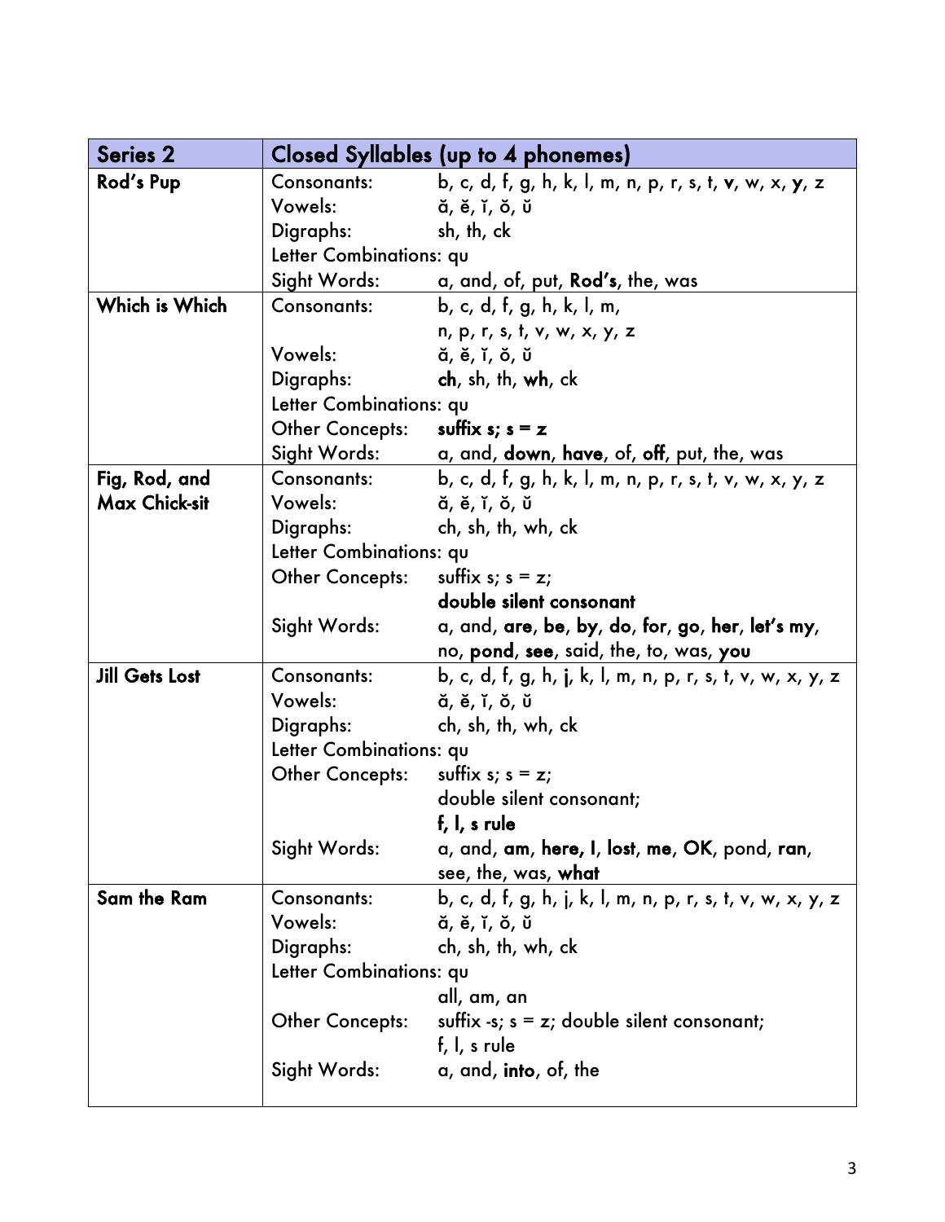| Series 2 | Closed Syllables (up to 4 phonemes) | |
|---|---|---|
| **Rod's Pup** | Consonants: | b, c, d, f, g, h, k, l, m, n, p, r, s, t, **v**, w, x, **y**, z |
| | Vowels: | ă, ĕ, ĭ, ŏ, ŭ |
| | Digraphs: | sh, th, ck |
| | Letter Combinations: | qu |
| | Sight Words: | a, and, of, put, **Rod's**, the, was |
| **Which is Which** | Consonants: | b, c, d, f, g, h, k, l, m, n, p, r, s, t, v, w, x, y, z |
| | Vowels: | ă, ĕ, ĭ, ŏ, ŭ |
| | Digraphs: | **ch**, sh, th, **wh**, ck |
| | Letter Combinations: | qu |
| | Other Concepts: | **suffix s; s = z** |
| | Sight Words: | a, and, **down**, **have**, of, **off**, put, the, was |
| **Fig, Rod, and Max Chick-sit** | Consonants: | b, c, d, f, g, h, k, l, m, n, p, r, s, t, v, w, x, y, z |
| | Vowels: | ă, ĕ, ĭ, ŏ, ŭ |
| | Digraphs: | ch, sh, th, wh, ck |
| | Letter Combinations: | qu |
| | Other Concepts: | suffix s; s = z; **double silent consonant** |
| | Sight Words: | a, and, **are**, **be**, **by**, **do**, **for**, **go**, **her**, **let's** **my**, no, **pond**, **see**, said, the, to, was, **you** |
| **Jill Gets Lost** | Consonants: | b, c, d, f, g, h, **j**, k, l, m, n, p, r, s, t, v, w, x, y, z |
| | Vowels: | ă, ĕ, ĭ, ŏ, ŭ |
| | Digraphs: | ch, sh, th, wh, ck |
| | Letter Combinations: | qu |
| | Other Concepts: | suffix s; s = z; double silent consonant; **f, l, s rule** |
| | Sight Words: | a, and, **am**, **here, I**, **lost**, **me**, **OK**, pond, **ran**, see, the, was, **what** |
| **Sam the Ram** | Consonants: | b, c, d, f, g, h, j, k, l, m, n, p, r, s, t, v, w, x, y, z |
| | Vowels: | ă, ĕ, ĭ, ŏ, ŭ |
| | Digraphs: | ch, sh, th, wh, ck |
| | Letter Combinations: | qu all, am, an |
| | Other Concepts: | suffix -s; s = z; double silent consonant; f, l, s rule |
| | Sight Words: | a, and, **into**, of, the |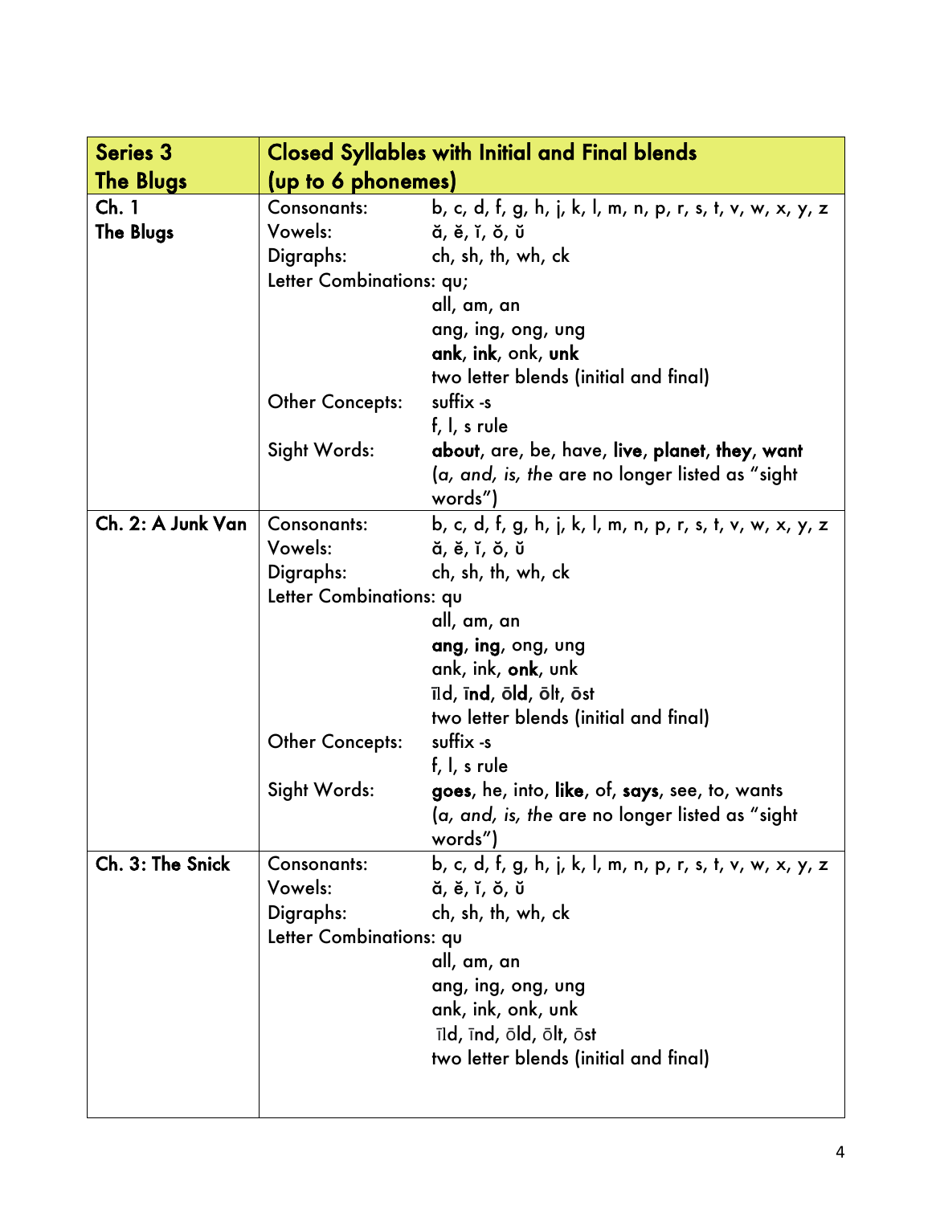| **Series 3**<br>**The Blugs** | **Closed Syllables with Initial and Final blends (up to 6 phonemes)** | |
|---|---|---|
| **Ch. 1**<br>**The Blugs** | Consonants: | b, c, d, f, g, h, j, k, l, m, n, p, r, s, t, v, w, x, y, z |
| | Vowels: | ă, ĕ, ĭ, ŏ, ŭ |
| | Digraphs: | ch, sh, th, wh, ck |
| | Letter Combinations: | qu;<br>all, am, an<br>ang, ing, ong, ung<br>**ank**, **ink**, onk, **unk**<br>two letter blends (initial and final) |
| | Other Concepts: | suffix -s<br>f, l, s rule |
| | Sight Words: | **about**, are, be, have, **live**, **planet**, **they**, **want**<br>(*a, and, is, the* are no longer listed as "sight words") |
| **Ch. 2: A Junk Van** | Consonants: | b, c, d, f, g, h, j, k, l, m, n, p, r, s, t, v, w, x, y, z |
| | Vowels: | ă, ĕ, ĭ, ŏ, ŭ |
| | Digraphs: | ch, sh, th, wh, ck |
| | Letter Combinations: | qu<br>all, am, an<br>**ang**, **ing**, ong, ung<br>ank, ink, **onk**, unk<br>īld, **īnd**, **ōld**, ōlt, ōst<br>two letter blends (initial and final) |
| | Other Concepts: | suffix -s<br>f, l, s rule |
| | Sight Words: | **goes**, he, into, **like**, of, **says**, see, to, wants<br>(*a, and, is, the* are no longer listed as "sight words") |
| **Ch. 3: The Snick** | Consonants: | b, c, d, f, g, h, j, k, l, m, n, p, r, s, t, v, w, x, y, z |
| | Vowels: | ă, ĕ, ĭ, ŏ, ŭ |
| | Digraphs: | ch, sh, th, wh, ck |
| | Letter Combinations: | qu<br>all, am, an<br>ang, ing, ong, ung<br>ank, ink, onk, unk<br>īld, īnd, ōld, ōlt, ōst<br>two letter blends (initial and final) |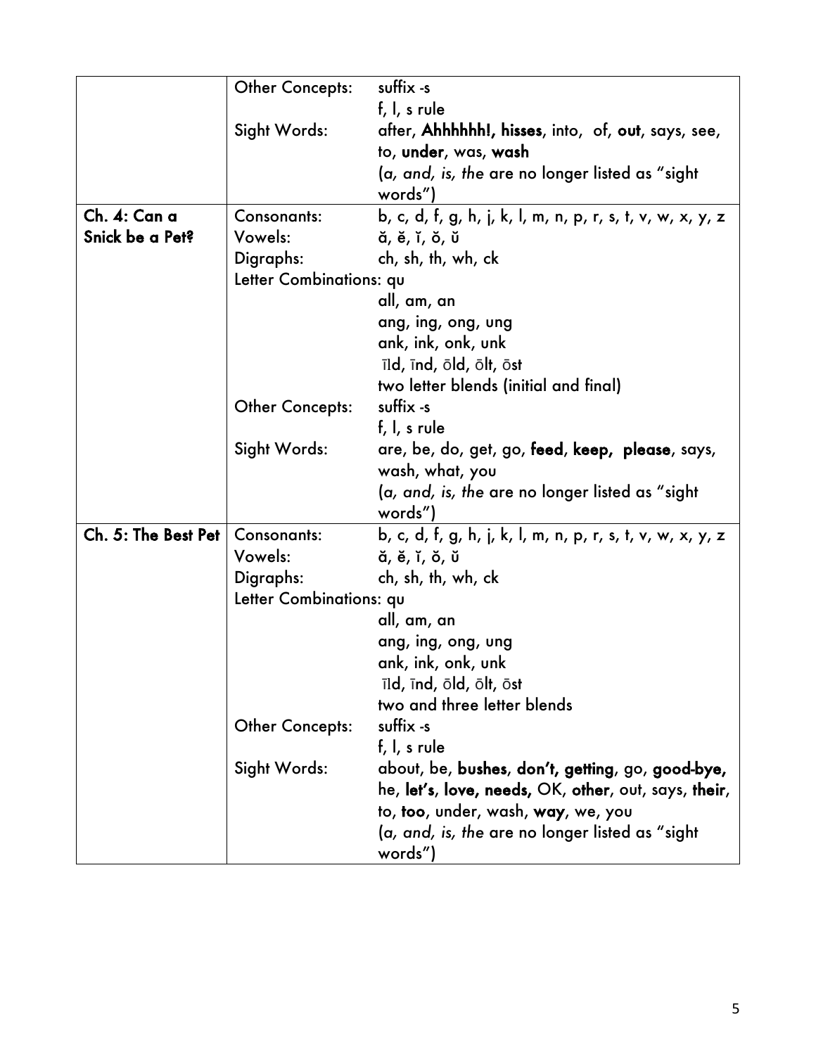| | | |
|---|---|---|
| | Other Concepts: | suffix -s<br>f, l, s rule |
| | Sight Words: | after, **Ahhhhhh!**, **hisses**, into, of, **out**, says, see, to, **under**, was, **wash**<br>(*a, and, is, the* are no longer listed as "sight words") |
| **Ch. 4: Can a Snick be a Pet?** | Consonants: | b, c, d, f, g, h, j, k, l, m, n, p, r, s, t, v, w, x, y, z |
| | Vowels: | ă, ĕ, ĭ, ŏ, ŭ |
| | Digraphs: | ch, sh, th, wh, ck |
| | Letter Combinations: | qu<br>all, am, an<br>ang, ing, ong, ung<br>ank, ink, onk, unk<br>īld, īnd, ōld, ōlt, ōst<br>two letter blends (initial and final) |
| | Other Concepts: | suffix -s<br>f, l, s rule |
| | Sight Words: | are, be, do, get, go, **feed**, **keep**, **please**, says, wash, what, you<br>(*a, and, is, the* are no longer listed as "sight words") |
| **Ch. 5: The Best Pet** | Consonants: | b, c, d, f, g, h, j, k, l, m, n, p, r, s, t, v, w, x, y, z |
| | Vowels: | ă, ĕ, ĭ, ŏ, ŭ |
| | Digraphs: | ch, sh, th, wh, ck |
| | Letter Combinations: | qu<br>all, am, an<br>ang, ing, ong, ung<br>ank, ink, onk, unk<br>īld, īnd, ōld, ōlt, ōst<br>two and three letter blends |
| | Other Concepts: | suffix -s<br>f, l, s rule |
| | Sight Words: | about, be, **bushes**, **don't**, **getting**, go, **good-bye**, he, **let's**, **love**, **needs**, OK, **other**, out, says, **their**, to, **too**, under, wash, **way**, we, you<br>(*a, and, is, the* are no longer listed as "sight words") |